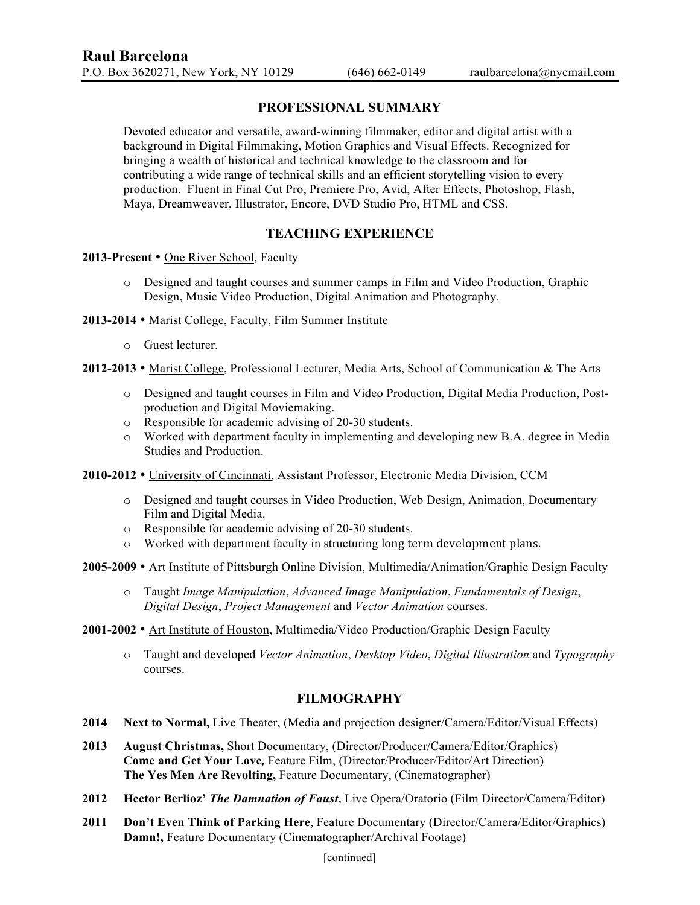# Raul Barcelona

P.O. Box 3620271, New York, NY 10129 (646) 662-0149 raulbarcelona@nycmail.com

## PROFESSIONAL SUMMARY

Devoted educator and versatile, award-winning filmmaker, editor and digital artist with a background in Digital Filmmaking, Motion Graphics and Visual Effects. Recognized for bringing a wealth of historical and technical knowledge to the classroom and for contributing a wide range of technical skills and an efficient storytelling vision to every production. Fluent in Final Cut Pro, Premiere Pro, Avid, After Effects, Photoshop, Flash, Maya, Dreamweaver, Illustrator, Encore, DVD Studio Pro, HTML and CSS.

## TEACHING EXPERIENCE

**2013-Present** • One River School, Faculty

- Designed and taught courses and summer camps in Film and Video Production, Graphic Design, Music Video Production, Digital Animation and Photography.

**2013-2014** • Marist College, Faculty, Film Summer Institute

- Guest lecturer.

**2012-2013** • Marist College, Professional Lecturer, Media Arts, School of Communication & The Arts

- Designed and taught courses in Film and Video Production, Digital Media Production, Post-production and Digital Moviemaking.
- Responsible for academic advising of 20-30 students.
- Worked with department faculty in implementing and developing new B.A. degree in Media Studies and Production.

**2010-2012** • University of Cincinnati, Assistant Professor, Electronic Media Division, CCM

- Designed and taught courses in Video Production, Web Design, Animation, Documentary Film and Digital Media.
- Responsible for academic advising of 20-30 students.
- Worked with department faculty in structuring long term development plans.

**2005-2009** • Art Institute of Pittsburgh Online Division, Multimedia/Animation/Graphic Design Faculty

- Taught *Image Manipulation*, *Advanced Image Manipulation*, *Fundamentals of Design*, *Digital Design*, *Project Management* and *Vector Animation* courses.

**2001-2002** • Art Institute of Houston, Multimedia/Video Production/Graphic Design Faculty

- Taught and developed *Vector Animation*, *Desktop Video*, *Digital Illustration* and *Typography* courses.

## FILMOGRAPHY

**2014** **Next to Normal,** Live Theater, (Media and projection designer/Camera/Editor/Visual Effects)

**2013** **August Christmas,** Short Documentary, (Director/Producer/Camera/Editor/Graphics)
**Come and Get Your Love,** Feature Film, (Director/Producer/Editor/Art Direction)
**The Yes Men Are Revolting,** Feature Documentary, (Cinematographer)

**2012** **Hector Berlioz' *The Damnation of Faust*,** Live Opera/Oratorio (Film Director/Camera/Editor)

**2011** **Don't Even Think of Parking Here**, Feature Documentary (Director/Camera/Editor/Graphics)
**Damn!,** Feature Documentary (Cinematographer/Archival Footage)

[continued]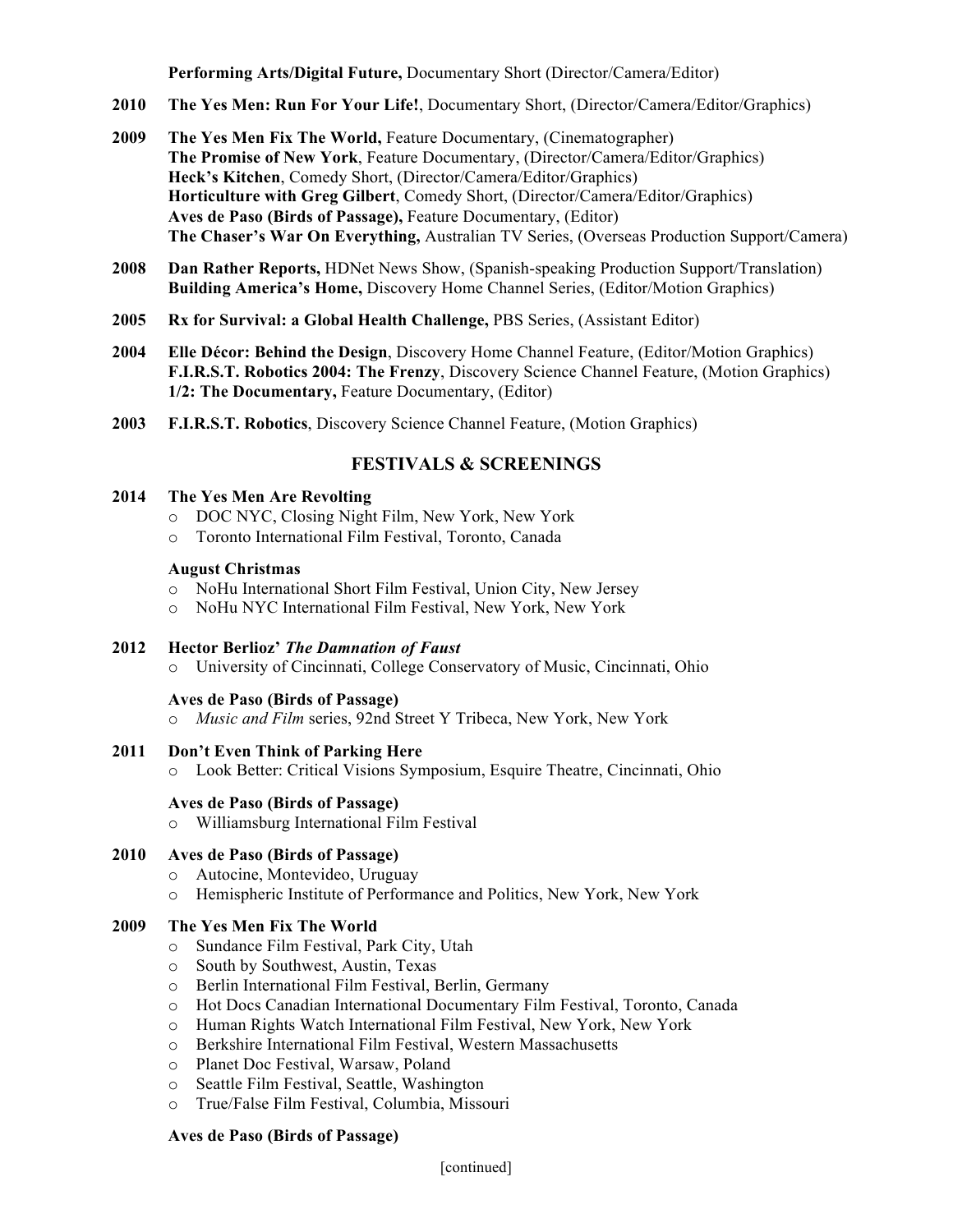**Performing Arts/Digital Future,** Documentary Short (Director/Camera/Editor)

**2010** **The Yes Men: Run For Your Life!**, Documentary Short, (Director/Camera/Editor/Graphics)

**2009** **The Yes Men Fix The World,** Feature Documentary, (Cinematographer)
**The Promise of New York**, Feature Documentary, (Director/Camera/Editor/Graphics)
**Heck's Kitchen**, Comedy Short, (Director/Camera/Editor/Graphics)
**Horticulture with Greg Gilbert**, Comedy Short, (Director/Camera/Editor/Graphics)
**Aves de Paso (Birds of Passage),** Feature Documentary, (Editor)
**The Chaser's War On Everything,** Australian TV Series, (Overseas Production Support/Camera)

**2008** **Dan Rather Reports,** HDNet News Show, (Spanish-speaking Production Support/Translation)
**Building America's Home,** Discovery Home Channel Series, (Editor/Motion Graphics)

**2005** **Rx for Survival: a Global Health Challenge,** PBS Series, (Assistant Editor)

**2004** **Elle Décor: Behind the Design**, Discovery Home Channel Feature, (Editor/Motion Graphics)
**F.I.R.S.T. Robotics 2004: The Frenzy**, Discovery Science Channel Feature, (Motion Graphics)
**1/2: The Documentary,** Feature Documentary, (Editor)

**2003** **F.I.R.S.T. Robotics**, Discovery Science Channel Feature, (Motion Graphics)

## FESTIVALS & SCREENINGS

**2014** **The Yes Men Are Revolting**
- DOC NYC, Closing Night Film, New York, New York
- Toronto International Film Festival, Toronto, Canada

**August Christmas**
- NoHu International Short Film Festival, Union City, New Jersey
- NoHu NYC International Film Festival, New York, New York

**2012** **Hector Berlioz' *The Damnation of Faust***
- University of Cincinnati, College Conservatory of Music, Cincinnati, Ohio

**Aves de Paso (Birds of Passage)**
- *Music and Film* series, 92nd Street Y Tribeca, New York, New York

**2011** **Don't Even Think of Parking Here**
- Look Better: Critical Visions Symposium, Esquire Theatre, Cincinnati, Ohio

**Aves de Paso (Birds of Passage)**
- Williamsburg International Film Festival

**2010** **Aves de Paso (Birds of Passage)**
- Autocine, Montevideo, Uruguay
- Hemispheric Institute of Performance and Politics, New York, New York

**2009** **The Yes Men Fix The World**
- Sundance Film Festival, Park City, Utah
- South by Southwest, Austin, Texas
- Berlin International Film Festival, Berlin, Germany
- Hot Docs Canadian International Documentary Film Festival, Toronto, Canada
- Human Rights Watch International Film Festival, New York, New York
- Berkshire International Film Festival, Western Massachusetts
- Planet Doc Festival, Warsaw, Poland
- Seattle Film Festival, Seattle, Washington
- True/False Film Festival, Columbia, Missouri

**Aves de Paso (Birds of Passage)**

[continued]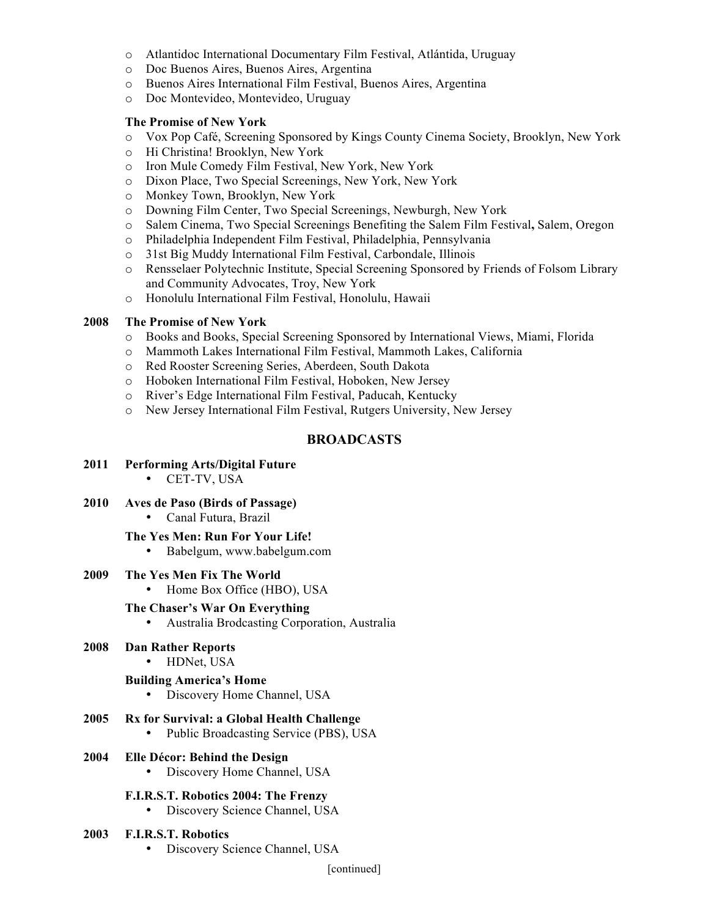- Atlantidoc International Documentary Film Festival, Atlántida, Uruguay
- Doc Buenos Aires, Buenos Aires, Argentina
- Buenos Aires International Film Festival, Buenos Aires, Argentina
- Doc Montevideo, Montevideo, Uruguay

**The Promise of New York**

- Vox Pop Café, Screening Sponsored by Kings County Cinema Society, Brooklyn, New York
- Hi Christina! Brooklyn, New York
- Iron Mule Comedy Film Festival, New York, New York
- Dixon Place, Two Special Screenings, New York, New York
- Monkey Town, Brooklyn, New York
- Downing Film Center, Two Special Screenings, Newburgh, New York
- Salem Cinema, Two Special Screenings Benefiting the Salem Film Festival**,** Salem, Oregon
- Philadelphia Independent Film Festival, Philadelphia, Pennsylvania
- 31st Big Muddy International Film Festival, Carbondale, Illinois
- Rensselaer Polytechnic Institute, Special Screening Sponsored by Friends of Folsom Library and Community Advocates, Troy, New York
- Honolulu International Film Festival, Honolulu, Hawaii

**2008 The Promise of New York**

- Books and Books, Special Screening Sponsored by International Views, Miami, Florida
- Mammoth Lakes International Film Festival, Mammoth Lakes, California
- Red Rooster Screening Series, Aberdeen, South Dakota
- Hoboken International Film Festival, Hoboken, New Jersey
- River's Edge International Film Festival, Paducah, Kentucky
- New Jersey International Film Festival, Rutgers University, New Jersey

## BROADCASTS

**2011 Performing Arts/Digital Future**

- CET-TV, USA

**2010 Aves de Paso (Birds of Passage)**

- Canal Futura, Brazil

**The Yes Men: Run For Your Life!**

- Babelgum, www.babelgum.com

**2009 The Yes Men Fix The World**

- Home Box Office (HBO), USA

**The Chaser's War On Everything**

- Australia Brodcasting Corporation, Australia

**2008 Dan Rather Reports**

- HDNet, USA

**Building America's Home**

- Discovery Home Channel, USA

**2005 Rx for Survival: a Global Health Challenge**

- Public Broadcasting Service (PBS), USA

**2004 Elle Décor: Behind the Design**

- Discovery Home Channel, USA

**F.I.R.S.T. Robotics 2004: The Frenzy**

- Discovery Science Channel, USA

**2003 F.I.R.S.T. Robotics**

- Discovery Science Channel, USA

[continued]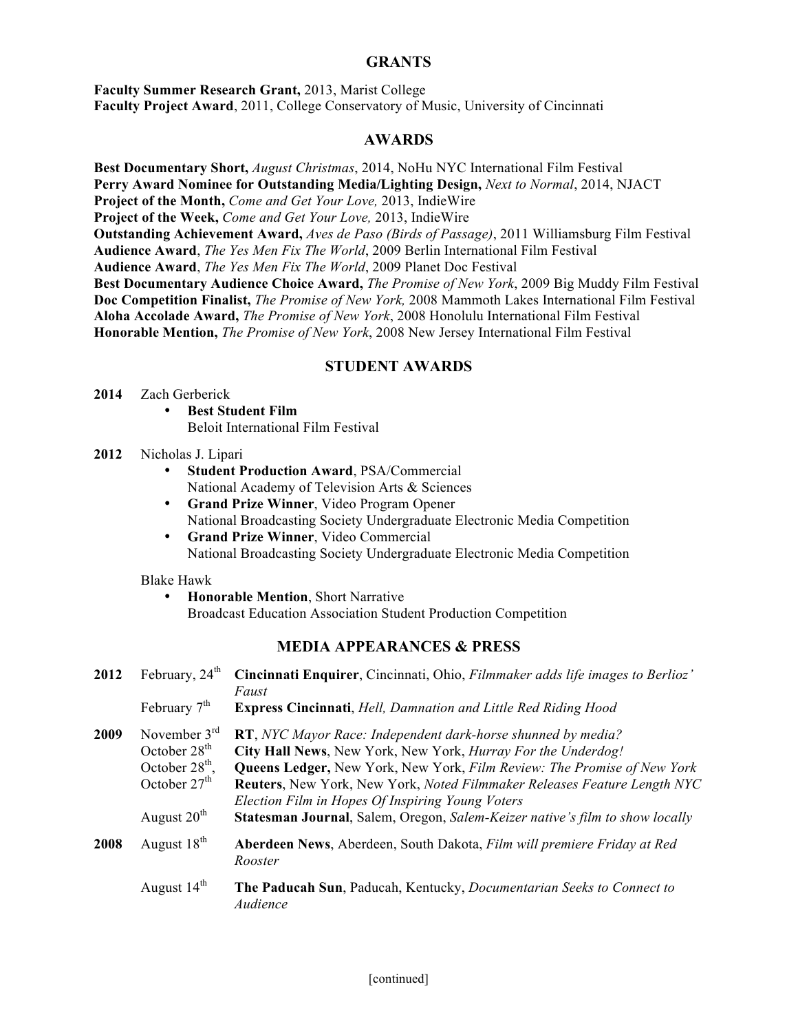## GRANTS

**Faculty Summer Research Grant,** 2013, Marist College
**Faculty Project Award**, 2011, College Conservatory of Music, University of Cincinnati

## AWARDS

**Best Documentary Short,** *August Christmas*, 2014, NoHu NYC International Film Festival
**Perry Award Nominee for Outstanding Media/Lighting Design,** *Next to Normal*, 2014, NJACT
**Project of the Month,** *Come and Get Your Love,* 2013, IndieWire
**Project of the Week,** *Come and Get Your Love,* 2013, IndieWire
**Outstanding Achievement Award,** *Aves de Paso (Birds of Passage)*, 2011 Williamsburg Film Festival
**Audience Award**, *The Yes Men Fix The World*, 2009 Berlin International Film Festival
**Audience Award**, *The Yes Men Fix The World*, 2009 Planet Doc Festival
**Best Documentary Audience Choice Award,** *The Promise of New York*, 2009 Big Muddy Film Festival
**Doc Competition Finalist,** *The Promise of New York,* 2008 Mammoth Lakes International Film Festival
**Aloha Accolade Award,** *The Promise of New York*, 2008 Honolulu International Film Festival
**Honorable Mention,** *The Promise of New York*, 2008 New Jersey International Film Festival

## STUDENT AWARDS

**2014** Zach Gerberick

- **Best Student Film**
  Beloit International Film Festival

**2012** Nicholas J. Lipari

- **Student Production Award**, PSA/Commercial
  National Academy of Television Arts & Sciences
- **Grand Prize Winner**, Video Program Opener
  National Broadcasting Society Undergraduate Electronic Media Competition
- **Grand Prize Winner**, Video Commercial
  National Broadcasting Society Undergraduate Electronic Media Competition

Blake Hawk

- **Honorable Mention**, Short Narrative
  Broadcast Education Association Student Production Competition

## MEDIA APPEARANCES & PRESS

**2012**
- February, 24th — **Cincinnati Enquirer**, Cincinnati, Ohio, *Filmmaker adds life images to Berlioz' Faust*
- February 7th — **Express Cincinnati**, *Hell, Damnation and Little Red Riding Hood*

**2009**
- November 3rd — **RT**, *NYC Mayor Race: Independent dark-horse shunned by media?*
- October 28th — **City Hall News**, New York, New York, *Hurray For the Underdog!*
- October 28th, — **Queens Ledger,** New York, New York, *Film Review: The Promise of New York*
- October 27th — **Reuters**, New York, New York, *Noted Filmmaker Releases Feature Length NYC Election Film in Hopes Of Inspiring Young Voters*
- August 20th — **Statesman Journal**, Salem, Oregon, *Salem-Keizer native's film to show locally*

**2008**
- August 18th — **Aberdeen News**, Aberdeen, South Dakota, *Film will premiere Friday at Red Rooster*
- August 14th — **The Paducah Sun**, Paducah, Kentucky, *Documentarian Seeks to Connect to Audience*

[continued]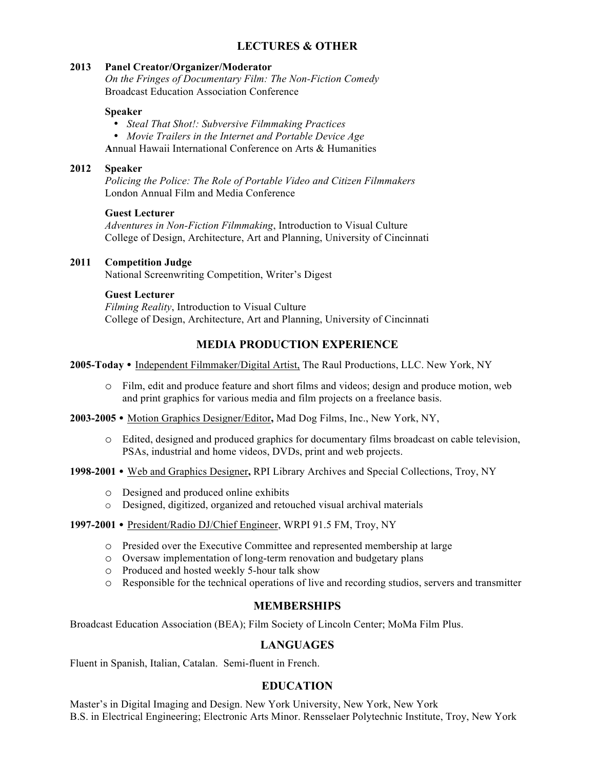## LECTURES & OTHER

**2013 Panel Creator/Organizer/Moderator**
*On the Fringes of Documentary Film: The Non-Fiction Comedy*
Broadcast Education Association Conference

**Speaker**

- *Steal That Shot!: Subversive Filmmaking Practices*
- *Movie Trailers in the Internet and Portable Device Age*

**A**nnual Hawaii International Conference on Arts & Humanities

**2012 Speaker**
*Policing the Police: The Role of Portable Video and Citizen Filmmakers*
London Annual Film and Media Conference

**Guest Lecturer**
*Adventures in Non-Fiction Filmmaking*, Introduction to Visual Culture
College of Design, Architecture, Art and Planning, University of Cincinnati

**2011 Competition Judge**
National Screenwriting Competition, Writer's Digest

**Guest Lecturer**
*Filming Reality*, Introduction to Visual Culture
College of Design, Architecture, Art and Planning, University of Cincinnati

## MEDIA PRODUCTION EXPERIENCE

**2005-Today •** Independent Filmmaker/Digital Artist, The Raul Productions, LLC. New York, NY

- Film, edit and produce feature and short films and videos; design and produce motion, web and print graphics for various media and film projects on a freelance basis.

**2003-2005 •** Motion Graphics Designer/Editor**,** Mad Dog Films, Inc., New York, NY,

- Edited, designed and produced graphics for documentary films broadcast on cable television, PSAs, industrial and home videos, DVDs, print and web projects.

**1998-2001 •** Web and Graphics Designer**,** RPI Library Archives and Special Collections, Troy, NY

- Designed and produced online exhibits
- Designed, digitized, organized and retouched visual archival materials

**1997-2001 •** President/Radio DJ/Chief Engineer, WRPI 91.5 FM, Troy, NY

- Presided over the Executive Committee and represented membership at large
- Oversaw implementation of long-term renovation and budgetary plans
- Produced and hosted weekly 5-hour talk show
- Responsible for the technical operations of live and recording studios, servers and transmitter

## MEMBERSHIPS

Broadcast Education Association (BEA); Film Society of Lincoln Center; MoMa Film Plus.

## LANGUAGES

Fluent in Spanish, Italian, Catalan. Semi-fluent in French.

## EDUCATION

Master's in Digital Imaging and Design. New York University, New York, New York
B.S. in Electrical Engineering; Electronic Arts Minor. Rensselaer Polytechnic Institute, Troy, New York